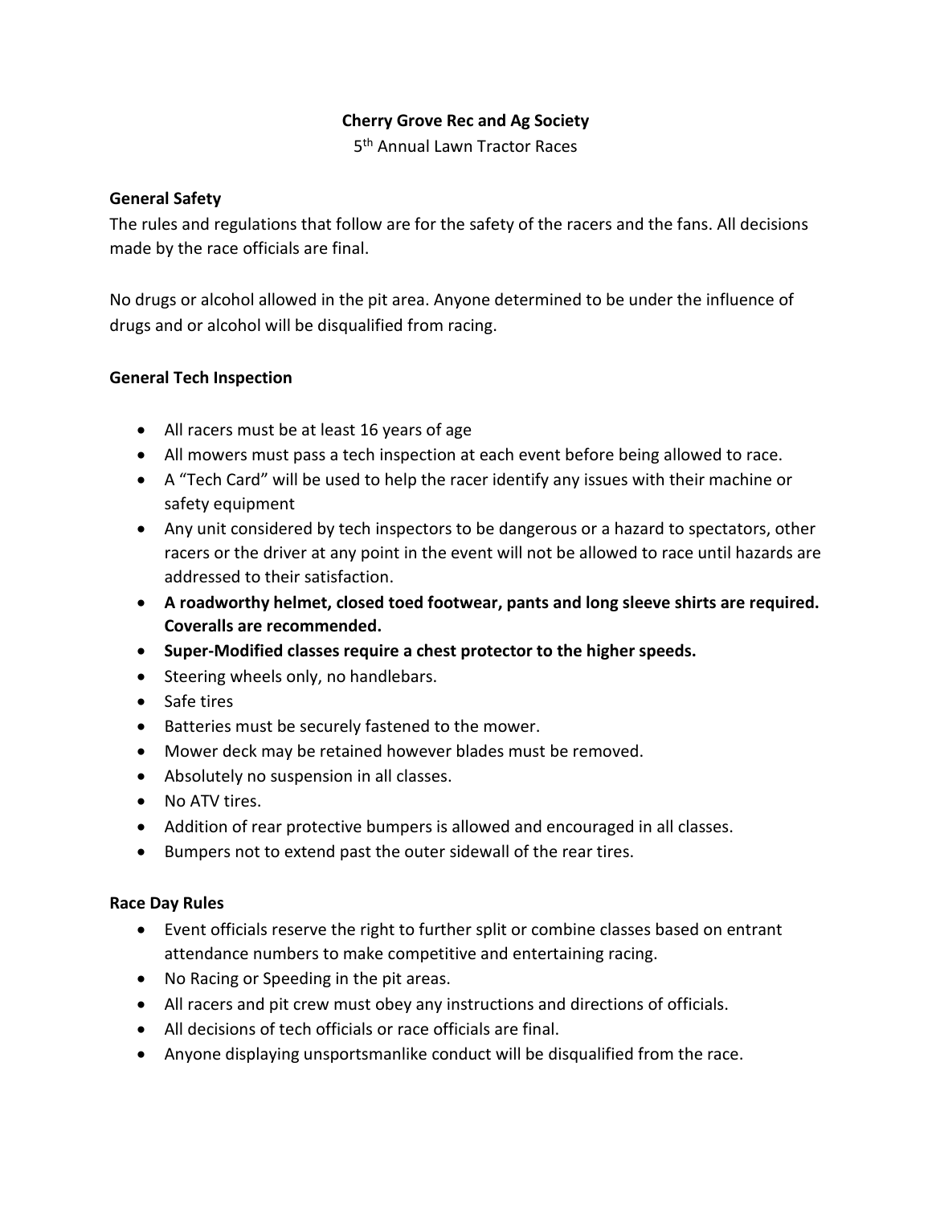**Cherry Grove Rec and Ag Society**

5th Annual Lawn Tractor Races

### General Safety

The rules and regulations that follow are for the safety of the racers and the fans. All decisions made by the race officials are final.

No drugs or alcohol allowed in the pit area. Anyone determined to be under the influence of drugs and or alcohol will be disqualified from racing.

### General Tech Inspection

- All racers must be at least 16 years of age
- All mowers must pass a tech inspection at each event before being allowed to race.
- A "Tech Card" will be used to help the racer identify any issues with their machine or safety equipment
- Any unit considered by tech inspectors to be dangerous or a hazard to spectators, other racers or the driver at any point in the event will not be allowed to race until hazards are addressed to their satisfaction.
- **A roadworthy helmet, closed toed footwear, pants and long sleeve shirts are required. Coveralls are recommended.**
- **Super-Modified classes require a chest protector to the higher speeds.**
- Steering wheels only, no handlebars.
- Safe tires
- Batteries must be securely fastened to the mower.
- Mower deck may be retained however blades must be removed.
- Absolutely no suspension in all classes.
- No ATV tires.
- Addition of rear protective bumpers is allowed and encouraged in all classes.
- Bumpers not to extend past the outer sidewall of the rear tires.

### Race Day Rules

- Event officials reserve the right to further split or combine classes based on entrant attendance numbers to make competitive and entertaining racing.
- No Racing or Speeding in the pit areas.
- All racers and pit crew must obey any instructions and directions of officials.
- All decisions of tech officials or race officials are final.
- Anyone displaying unsportsmanlike conduct will be disqualified from the race.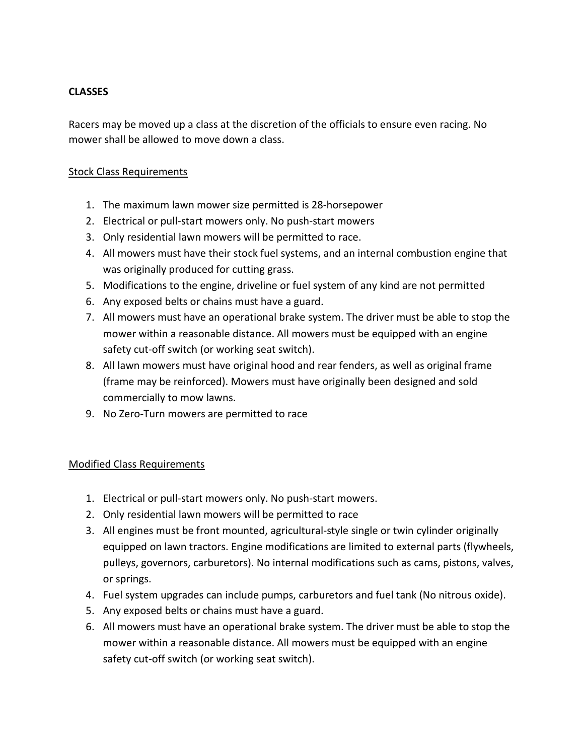**CLASSES**

Racers may be moved up a class at the discretion of the officials to ensure even racing. No mower shall be allowed to move down a class.

Stock Class Requirements

1. The maximum lawn mower size permitted is 28-horsepower
2. Electrical or pull-start mowers only. No push-start mowers
3. Only residential lawn mowers will be permitted to race.
4. All mowers must have their stock fuel systems, and an internal combustion engine that was originally produced for cutting grass.
5. Modifications to the engine, driveline or fuel system of any kind are not permitted
6. Any exposed belts or chains must have a guard.
7. All mowers must have an operational brake system. The driver must be able to stop the mower within a reasonable distance. All mowers must be equipped with an engine safety cut-off switch (or working seat switch).
8. All lawn mowers must have original hood and rear fenders, as well as original frame (frame may be reinforced). Mowers must have originally been designed and sold commercially to mow lawns.
9. No Zero-Turn mowers are permitted to race

Modified Class Requirements

1. Electrical or pull-start mowers only. No push-start mowers.
2. Only residential lawn mowers will be permitted to race
3. All engines must be front mounted, agricultural-style single or twin cylinder originally equipped on lawn tractors. Engine modifications are limited to external parts (flywheels, pulleys, governors, carburetors). No internal modifications such as cams, pistons, valves, or springs.
4. Fuel system upgrades can include pumps, carburetors and fuel tank (No nitrous oxide).
5. Any exposed belts or chains must have a guard.
6. All mowers must have an operational brake system. The driver must be able to stop the mower within a reasonable distance. All mowers must be equipped with an engine safety cut-off switch (or working seat switch).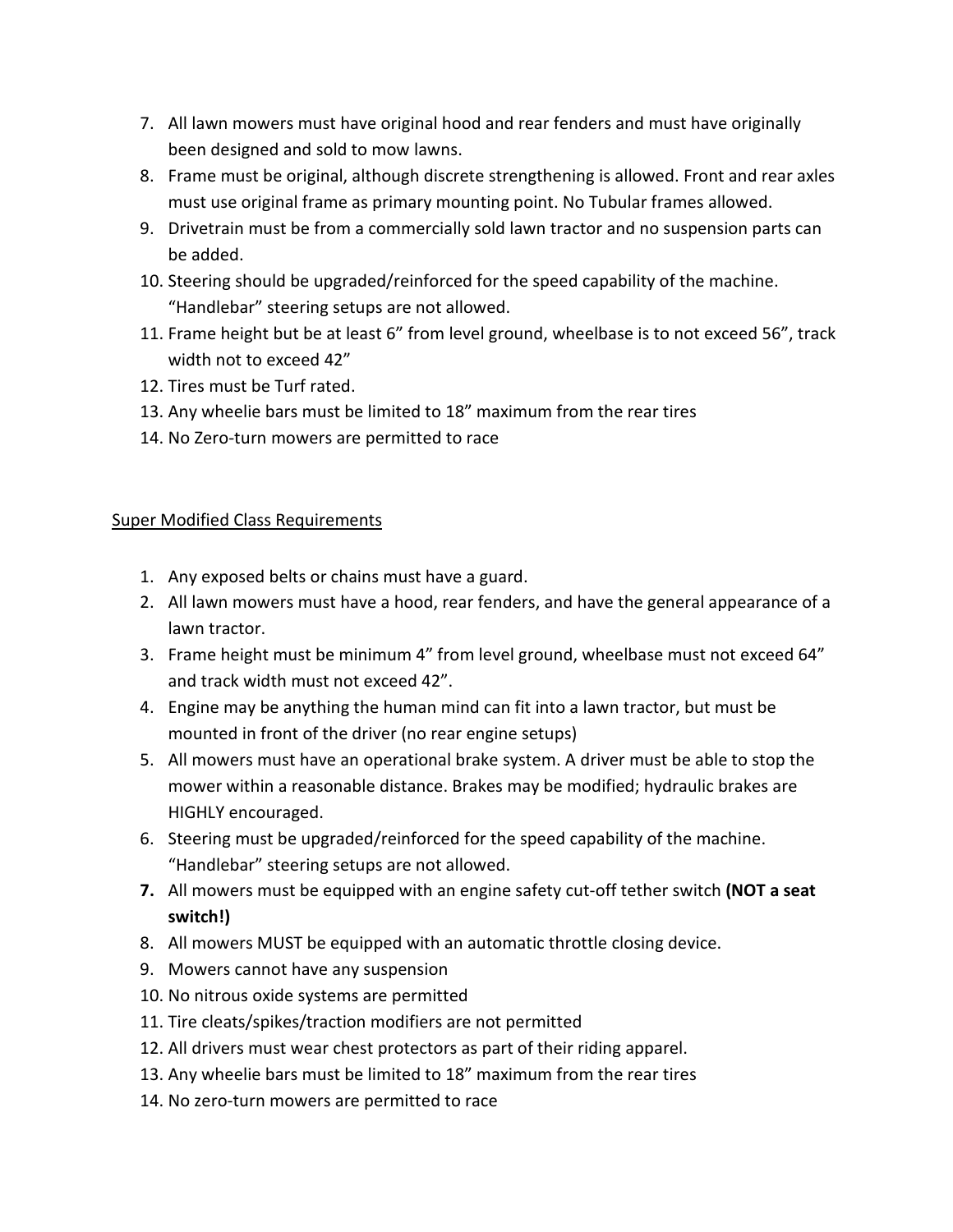7. All lawn mowers must have original hood and rear fenders and must have originally been designed and sold to mow lawns.
8. Frame must be original, although discrete strengthening is allowed. Front and rear axles must use original frame as primary mounting point. No Tubular frames allowed.
9. Drivetrain must be from a commercially sold lawn tractor and no suspension parts can be added.
10. Steering should be upgraded/reinforced for the speed capability of the machine. “Handlebar” steering setups are not allowed.
11. Frame height but be at least 6” from level ground, wheelbase is to not exceed 56”, track width not to exceed 42”
12. Tires must be Turf rated.
13. Any wheelie bars must be limited to 18” maximum from the rear tires
14. No Zero-turn mowers are permitted to race

<u>Super Modified Class Requirements</u>

1. Any exposed belts or chains must have a guard.
2. All lawn mowers must have a hood, rear fenders, and have the general appearance of a lawn tractor.
3. Frame height must be minimum 4” from level ground, wheelbase must not exceed 64” and track width must not exceed 42”.
4. Engine may be anything the human mind can fit into a lawn tractor, but must be mounted in front of the driver (no rear engine setups)
5. All mowers must have an operational brake system. A driver must be able to stop the mower within a reasonable distance. Brakes may be modified; hydraulic brakes are HIGHLY encouraged.
6. Steering must be upgraded/reinforced for the speed capability of the machine. “Handlebar” steering setups are not allowed.
7. All mowers must be equipped with an engine safety cut-off tether switch **(NOT a seat switch!)**
8. All mowers MUST be equipped with an automatic throttle closing device.
9. Mowers cannot have any suspension
10. No nitrous oxide systems are permitted
11. Tire cleats/spikes/traction modifiers are not permitted
12. All drivers must wear chest protectors as part of their riding apparel.
13. Any wheelie bars must be limited to 18” maximum from the rear tires
14. No zero-turn mowers are permitted to race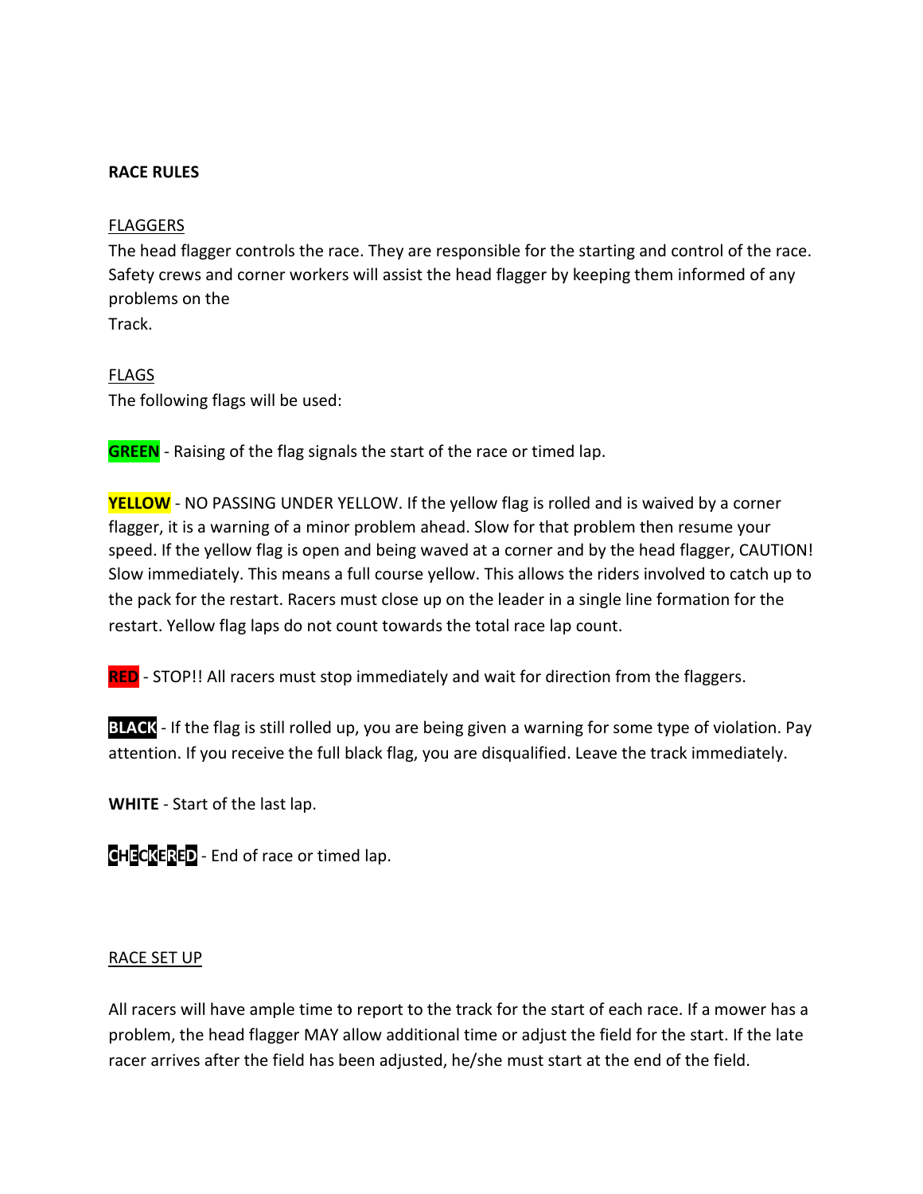**RACE RULES**

FLAGGERS

The head flagger controls the race. They are responsible for the starting and control of the race. Safety crews and corner workers will assist the head flagger by keeping them informed of any problems on the Track.

FLAGS

The following flags will be used:

**GREEN** - Raising of the flag signals the start of the race or timed lap.

**YELLOW** - NO PASSING UNDER YELLOW. If the yellow flag is rolled and is waived by a corner flagger, it is a warning of a minor problem ahead. Slow for that problem then resume your speed. If the yellow flag is open and being waved at a corner and by the head flagger, CAUTION! Slow immediately. This means a full course yellow. This allows the riders involved to catch up to the pack for the restart. Racers must close up on the leader in a single line formation for the restart. Yellow flag laps do not count towards the total race lap count.

**RED** - STOP!! All racers must stop immediately and wait for direction from the flaggers.

**BLACK** - If the flag is still rolled up, you are being given a warning for some type of violation. Pay attention. If you receive the full black flag, you are disqualified. Leave the track immediately.

**WHITE** - Start of the last lap.

**CHECKERED** - End of race or timed lap.

RACE SET UP

All racers will have ample time to report to the track for the start of each race. If a mower has a problem, the head flagger MAY allow additional time or adjust the field for the start. If the late racer arrives after the field has been adjusted, he/she must start at the end of the field.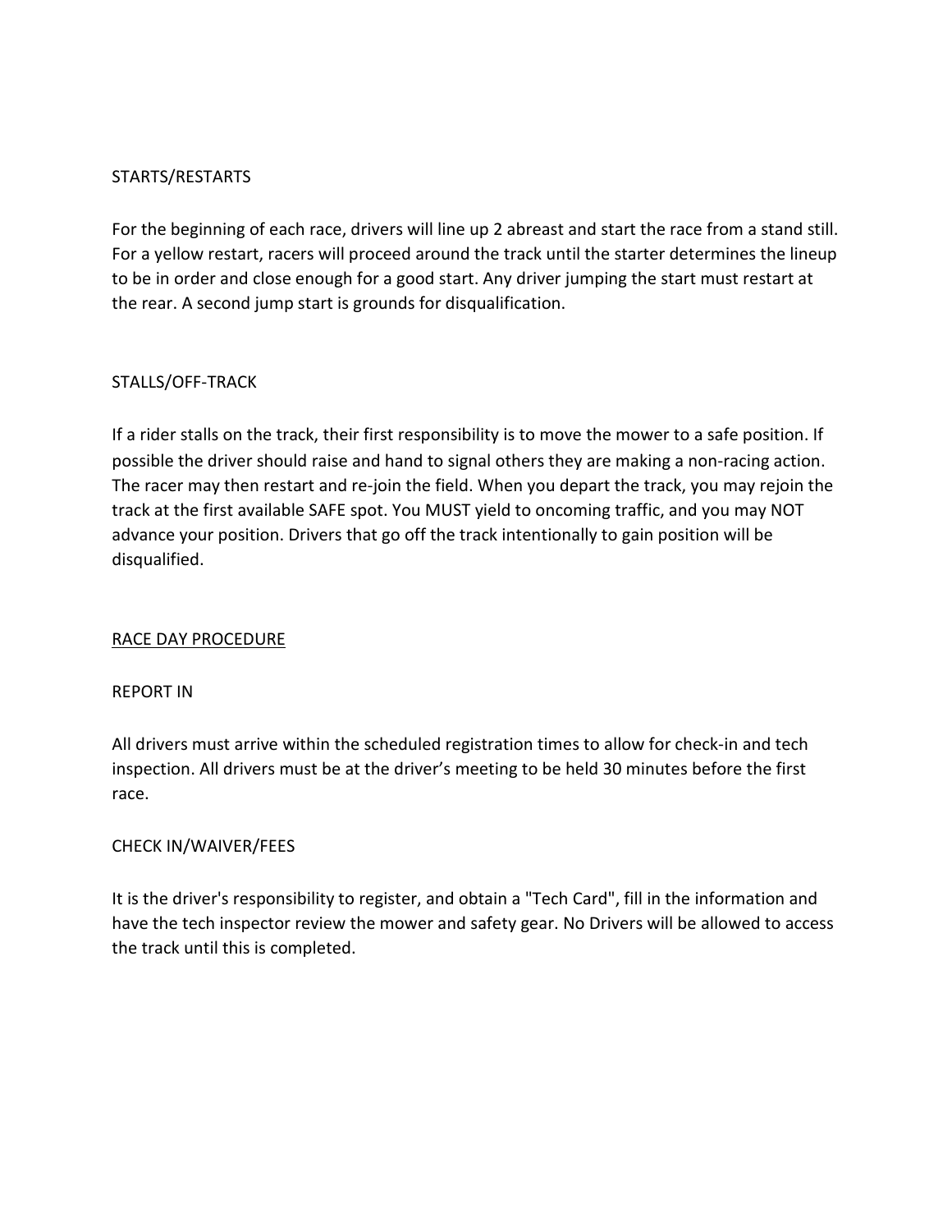STARTS/RESTARTS

For the beginning of each race, drivers will line up 2 abreast and start the race from a stand still. For a yellow restart, racers will proceed around the track until the starter determines the lineup to be in order and close enough for a good start. Any driver jumping the start must restart at the rear. A second jump start is grounds for disqualification.

STALLS/OFF-TRACK

If a rider stalls on the track, their first responsibility is to move the mower to a safe position. If possible the driver should raise and hand to signal others they are making a non-racing action. The racer may then restart and re-join the field. When you depart the track, you may rejoin the track at the first available SAFE spot. You MUST yield to oncoming traffic, and you may NOT advance your position. Drivers that go off the track intentionally to gain position will be disqualified.

## RACE DAY PROCEDURE

REPORT IN

All drivers must arrive within the scheduled registration times to allow for check-in and tech inspection. All drivers must be at the driver's meeting to be held 30 minutes before the first race.

CHECK IN/WAIVER/FEES

It is the driver's responsibility to register, and obtain a "Tech Card", fill in the information and have the tech inspector review the mower and safety gear. No Drivers will be allowed to access the track until this is completed.